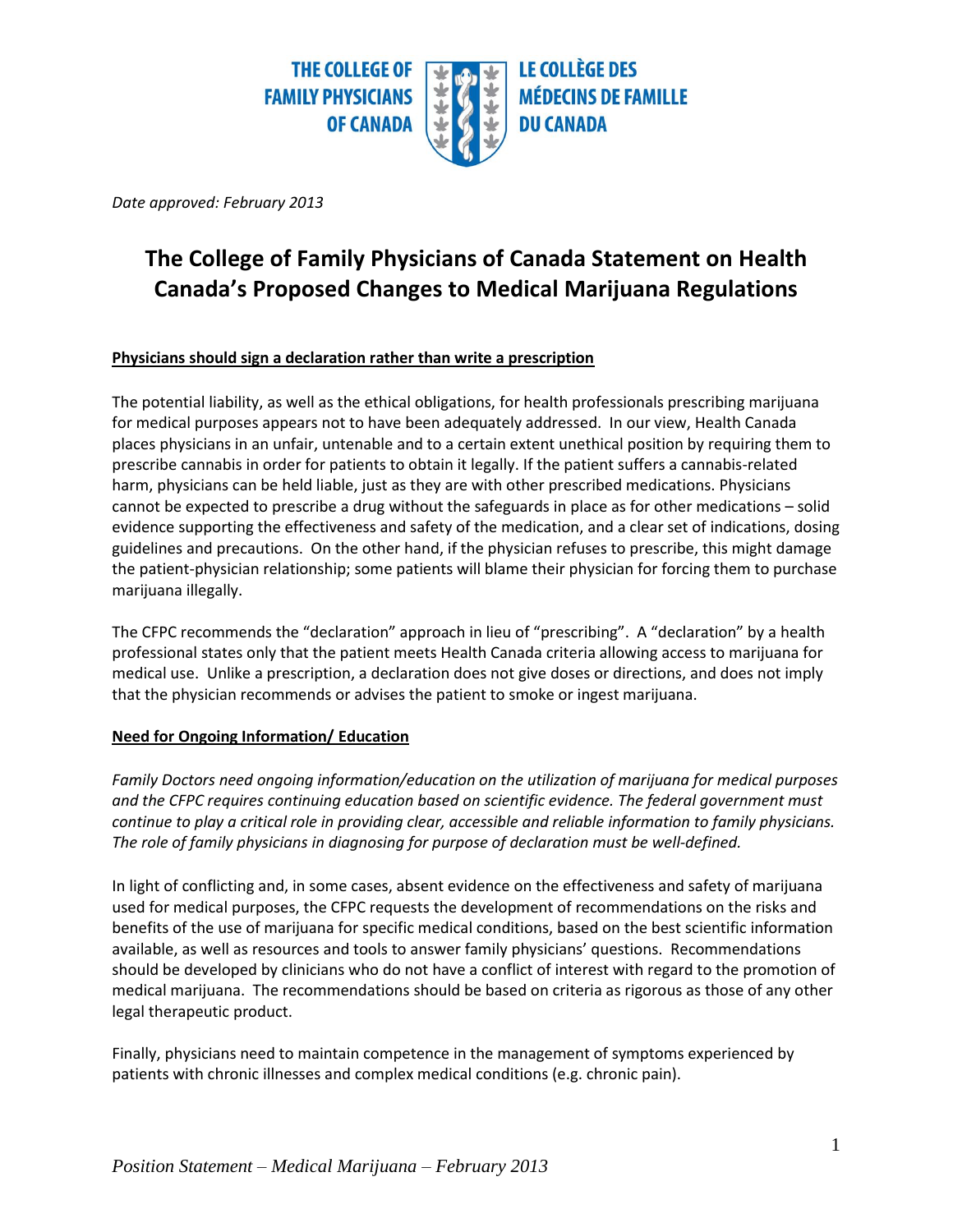THE COLLEGE OF FAMILY PHYSICIANS OF CANADA

LE COLLÈGE DES MÉDECINS DE FAMILLE DU CANADA

*Date approved: February 2013*

# The College of Family Physicians of Canada Statement on Health Canada's Proposed Changes to Medical Marijuana Regulations

**Physicians should sign a declaration rather than write a prescription**

The potential liability, as well as the ethical obligations, for health professionals prescribing marijuana for medical purposes appears not to have been adequately addressed. In our view, Health Canada places physicians in an unfair, untenable and to a certain extent unethical position by requiring them to prescribe cannabis in order for patients to obtain it legally. If the patient suffers a cannabis-related harm, physicians can be held liable, just as they are with other prescribed medications. Physicians cannot be expected to prescribe a drug without the safeguards in place as for other medications – solid evidence supporting the effectiveness and safety of the medication, and a clear set of indications, dosing guidelines and precautions. On the other hand, if the physician refuses to prescribe, this might damage the patient-physician relationship; some patients will blame their physician for forcing them to purchase marijuana illegally.

The CFPC recommends the "declaration" approach in lieu of "prescribing". A "declaration" by a health professional states only that the patient meets Health Canada criteria allowing access to marijuana for medical use. Unlike a prescription, a declaration does not give doses or directions, and does not imply that the physician recommends or advises the patient to smoke or ingest marijuana.

**Need for Ongoing Information/ Education**

*Family Doctors need ongoing information/education on the utilization of marijuana for medical purposes and the CFPC requires continuing education based on scientific evidence. The federal government must continue to play a critical role in providing clear, accessible and reliable information to family physicians. The role of family physicians in diagnosing for purpose of declaration must be well-defined.*

In light of conflicting and, in some cases, absent evidence on the effectiveness and safety of marijuana used for medical purposes, the CFPC requests the development of recommendations on the risks and benefits of the use of marijuana for specific medical conditions, based on the best scientific information available, as well as resources and tools to answer family physicians' questions. Recommendations should be developed by clinicians who do not have a conflict of interest with regard to the promotion of medical marijuana. The recommendations should be based on criteria as rigorous as those of any other legal therapeutic product.

Finally, physicians need to maintain competence in the management of symptoms experienced by patients with chronic illnesses and complex medical conditions (e.g. chronic pain).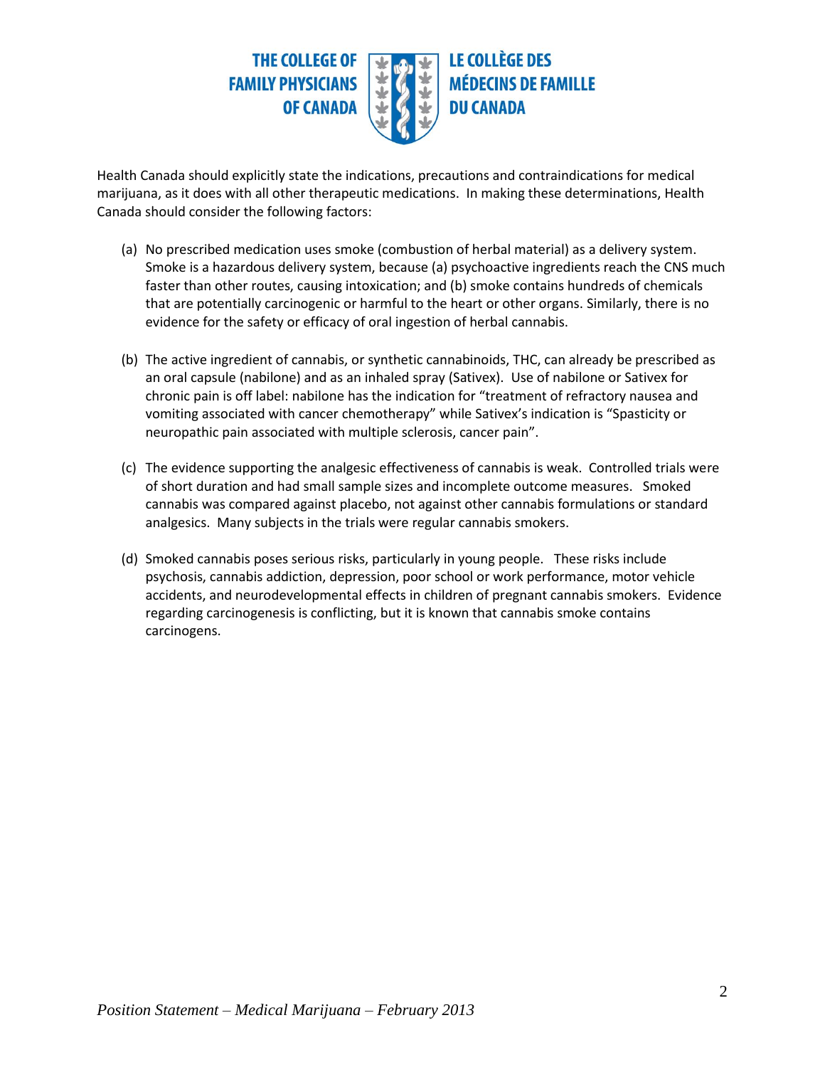Health Canada should explicitly state the indications, precautions and contraindications for medical marijuana, as it does with all other therapeutic medications. In making these determinations, Health Canada should consider the following factors:

(a) No prescribed medication uses smoke (combustion of herbal material) as a delivery system. Smoke is a hazardous delivery system, because (a) psychoactive ingredients reach the CNS much faster than other routes, causing intoxication; and (b) smoke contains hundreds of chemicals that are potentially carcinogenic or harmful to the heart or other organs. Similarly, there is no evidence for the safety or efficacy of oral ingestion of herbal cannabis.

(b) The active ingredient of cannabis, or synthetic cannabinoids, THC, can already be prescribed as an oral capsule (nabilone) and as an inhaled spray (Sativex). Use of nabilone or Sativex for chronic pain is off label: nabilone has the indication for "treatment of refractory nausea and vomiting associated with cancer chemotherapy" while Sativex's indication is "Spasticity or neuropathic pain associated with multiple sclerosis, cancer pain".

(c) The evidence supporting the analgesic effectiveness of cannabis is weak. Controlled trials were of short duration and had small sample sizes and incomplete outcome measures. Smoked cannabis was compared against placebo, not against other cannabis formulations or standard analgesics. Many subjects in the trials were regular cannabis smokers.

(d) Smoked cannabis poses serious risks, particularly in young people. These risks include psychosis, cannabis addiction, depression, poor school or work performance, motor vehicle accidents, and neurodevelopmental effects in children of pregnant cannabis smokers. Evidence regarding carcinogenesis is conflicting, but it is known that cannabis smoke contains carcinogens.